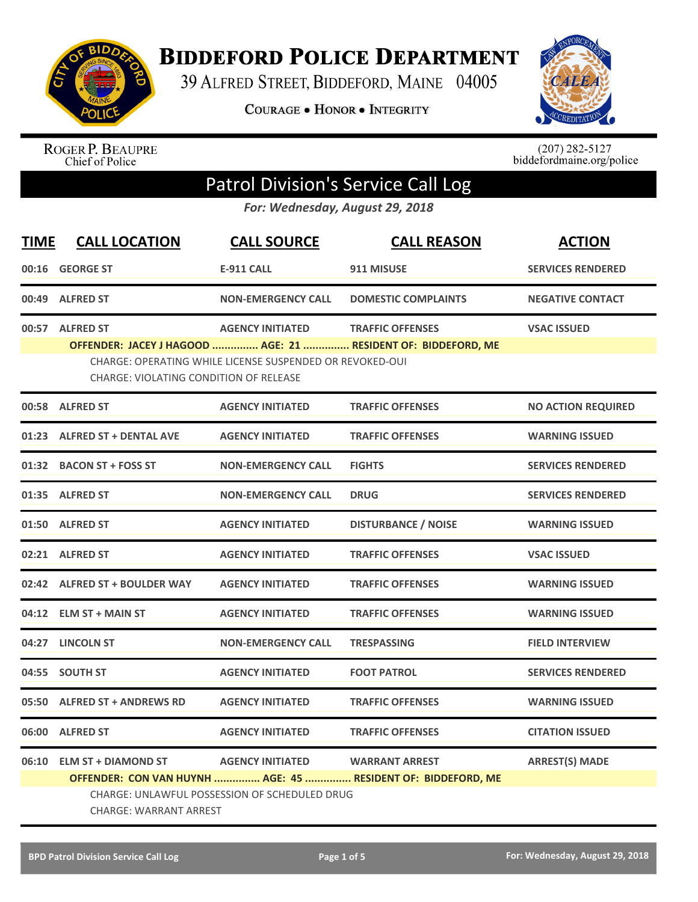# Biddeford Police Department

39 Alfred Street, Biddeford, Maine 04005

**Courage • Honor • Integrity**

Roger P. Beaupre
Chief of Police

(207) 282-5127
biddefordmaine.org/police

## Patrol Division's Service Call Log

*For: Wednesday, August 29, 2018*

| TIME | CALL LOCATION | CALL SOURCE | CALL REASON | ACTION |
|---|---|---|---|---|
| 00:16 | GEORGE ST | E-911 CALL | 911 MISUSE | SERVICES RENDERED |
| 00:49 | ALFRED ST | NON-EMERGENCY CALL | DOMESTIC COMPLAINTS | NEGATIVE CONTACT |
| 00:57 | ALFRED ST | AGENCY INITIATED | TRAFFIC OFFENSES | VSAC ISSUED |
| | OFFENDER: JACEY J HAGOOD ............... AGE: 21 ............... RESIDENT OF: BIDDEFORD, ME<br>CHARGE: OPERATING WHILE LICENSE SUSPENDED OR REVOKED-OUI<br>CHARGE: VIOLATING CONDITION OF RELEASE | | | |
| 00:58 | ALFRED ST | AGENCY INITIATED | TRAFFIC OFFENSES | NO ACTION REQUIRED |
| 01:23 | ALFRED ST + DENTAL AVE | AGENCY INITIATED | TRAFFIC OFFENSES | WARNING ISSUED |
| 01:32 | BACON ST + FOSS ST | NON-EMERGENCY CALL | FIGHTS | SERVICES RENDERED |
| 01:35 | ALFRED ST | NON-EMERGENCY CALL | DRUG | SERVICES RENDERED |
| 01:50 | ALFRED ST | AGENCY INITIATED | DISTURBANCE / NOISE | WARNING ISSUED |
| 02:21 | ALFRED ST | AGENCY INITIATED | TRAFFIC OFFENSES | VSAC ISSUED |
| 02:42 | ALFRED ST + BOULDER WAY | AGENCY INITIATED | TRAFFIC OFFENSES | WARNING ISSUED |
| 04:12 | ELM ST + MAIN ST | AGENCY INITIATED | TRAFFIC OFFENSES | WARNING ISSUED |
| 04:27 | LINCOLN ST | NON-EMERGENCY CALL | TRESPASSING | FIELD INTERVIEW |
| 04:55 | SOUTH ST | AGENCY INITIATED | FOOT PATROL | SERVICES RENDERED |
| 05:50 | ALFRED ST + ANDREWS RD | AGENCY INITIATED | TRAFFIC OFFENSES | WARNING ISSUED |
| 06:00 | ALFRED ST | AGENCY INITIATED | TRAFFIC OFFENSES | CITATION ISSUED |
| 06:10 | ELM ST + DIAMOND ST | AGENCY INITIATED | WARRANT ARREST | ARREST(S) MADE |
| | OFFENDER: CON VAN HUYNH ............... AGE: 45 ............... RESIDENT OF: BIDDEFORD, ME<br>CHARGE: UNLAWFUL POSSESSION OF SCHEDULED DRUG<br>CHARGE: WARRANT ARREST | | | |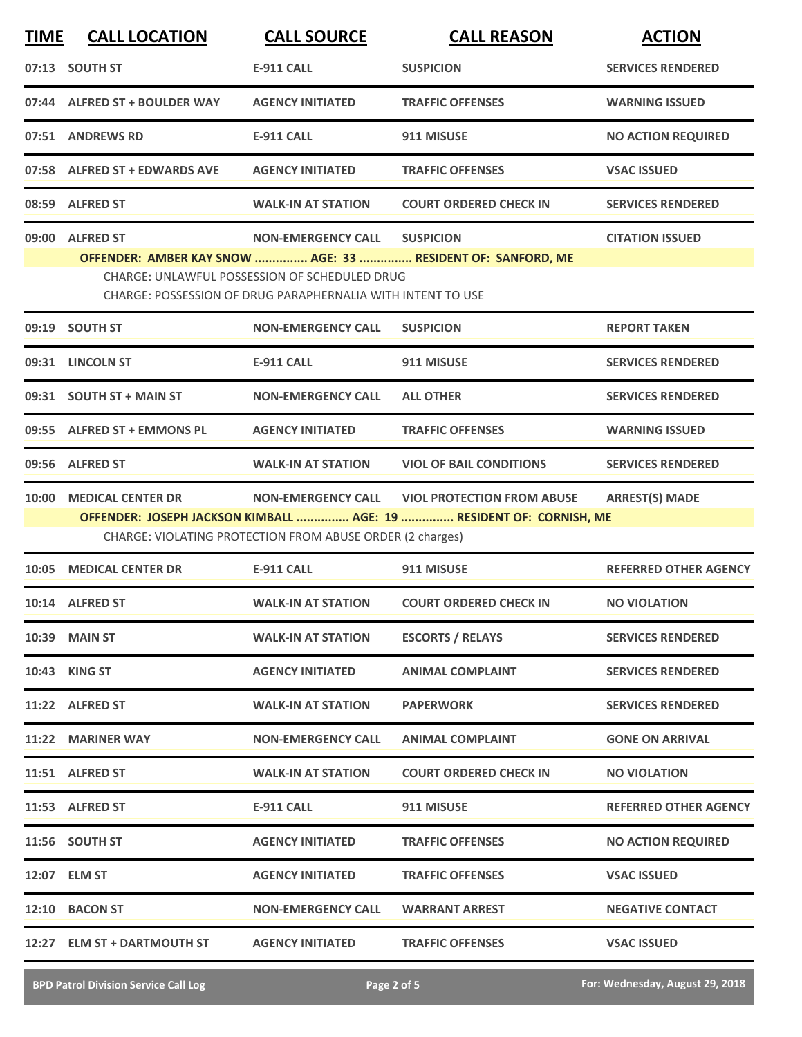| TIME | CALL LOCATION | CALL SOURCE | CALL REASON | ACTION |
|---|---|---|---|---|
| 07:13 | SOUTH ST | E-911 CALL | SUSPICION | SERVICES RENDERED |
| 07:44 | ALFRED ST + BOULDER WAY | AGENCY INITIATED | TRAFFIC OFFENSES | WARNING ISSUED |
| 07:51 | ANDREWS RD | E-911 CALL | 911 MISUSE | NO ACTION REQUIRED |
| 07:58 | ALFRED ST + EDWARDS AVE | AGENCY INITIATED | TRAFFIC OFFENSES | VSAC ISSUED |
| 08:59 | ALFRED ST | WALK-IN AT STATION | COURT ORDERED CHECK IN | SERVICES RENDERED |
| 09:00 | ALFRED ST | NON-EMERGENCY CALL | SUSPICION | CITATION ISSUED |
| | OFFENDER: AMBER KAY SNOW ............... AGE: 33 ............... RESIDENT OF: SANFORD, ME<br>CHARGE: UNLAWFUL POSSESSION OF SCHEDULED DRUG<br>CHARGE: POSSESSION OF DRUG PARAPHERNALIA WITH INTENT TO USE | | | |
| 09:19 | SOUTH ST | NON-EMERGENCY CALL | SUSPICION | REPORT TAKEN |
| 09:31 | LINCOLN ST | E-911 CALL | 911 MISUSE | SERVICES RENDERED |
| 09:31 | SOUTH ST + MAIN ST | NON-EMERGENCY CALL | ALL OTHER | SERVICES RENDERED |
| 09:55 | ALFRED ST + EMMONS PL | AGENCY INITIATED | TRAFFIC OFFENSES | WARNING ISSUED |
| 09:56 | ALFRED ST | WALK-IN AT STATION | VIOL OF BAIL CONDITIONS | SERVICES RENDERED |
| 10:00 | MEDICAL CENTER DR | NON-EMERGENCY CALL | VIOL PROTECTION FROM ABUSE | ARREST(S) MADE |
| | OFFENDER: JOSEPH JACKSON KIMBALL ............... AGE: 19 ............... RESIDENT OF: CORNISH, ME<br>CHARGE: VIOLATING PROTECTION FROM ABUSE ORDER (2 charges) | | | |
| 10:05 | MEDICAL CENTER DR | E-911 CALL | 911 MISUSE | REFERRED OTHER AGENCY |
| 10:14 | ALFRED ST | WALK-IN AT STATION | COURT ORDERED CHECK IN | NO VIOLATION |
| 10:39 | MAIN ST | WALK-IN AT STATION | ESCORTS / RELAYS | SERVICES RENDERED |
| 10:43 | KING ST | AGENCY INITIATED | ANIMAL COMPLAINT | SERVICES RENDERED |
| 11:22 | ALFRED ST | WALK-IN AT STATION | PAPERWORK | SERVICES RENDERED |
| 11:22 | MARINER WAY | NON-EMERGENCY CALL | ANIMAL COMPLAINT | GONE ON ARRIVAL |
| 11:51 | ALFRED ST | WALK-IN AT STATION | COURT ORDERED CHECK IN | NO VIOLATION |
| 11:53 | ALFRED ST | E-911 CALL | 911 MISUSE | REFERRED OTHER AGENCY |
| 11:56 | SOUTH ST | AGENCY INITIATED | TRAFFIC OFFENSES | NO ACTION REQUIRED |
| 12:07 | ELM ST | AGENCY INITIATED | TRAFFIC OFFENSES | VSAC ISSUED |
| 12:10 | BACON ST | NON-EMERGENCY CALL | WARRANT ARREST | NEGATIVE CONTACT |
| 12:27 | ELM ST + DARTMOUTH ST | AGENCY INITIATED | TRAFFIC OFFENSES | VSAC ISSUED |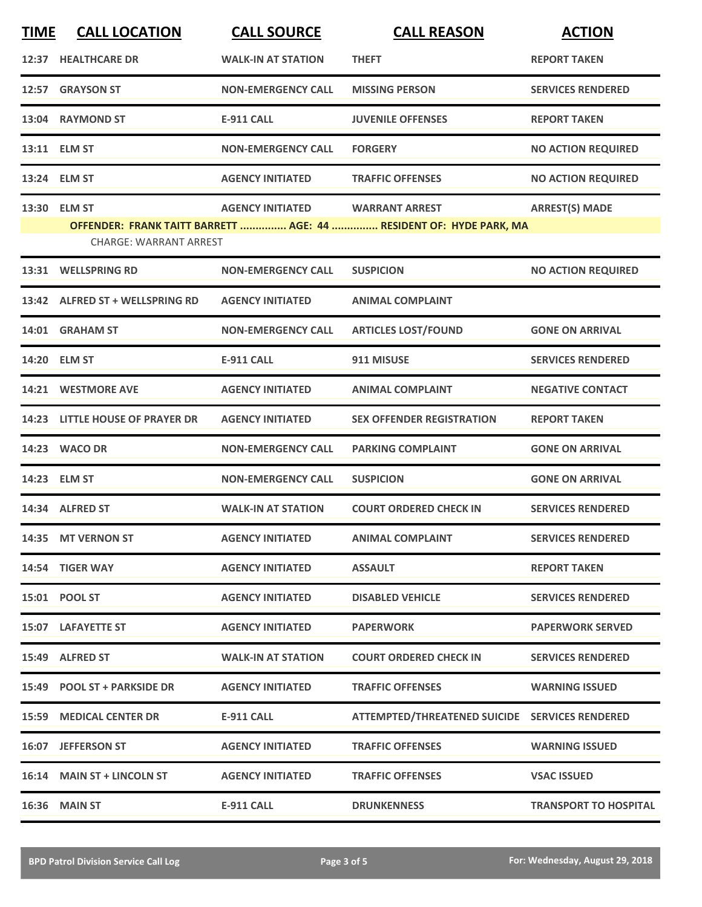| TIME | CALL LOCATION | CALL SOURCE | CALL REASON | ACTION |
|---|---|---|---|---|
| 12:37 | HEALTHCARE DR | WALK-IN AT STATION | THEFT | REPORT TAKEN |
| 12:57 | GRAYSON ST | NON-EMERGENCY CALL | MISSING PERSON | SERVICES RENDERED |
| 13:04 | RAYMOND ST | E-911 CALL | JUVENILE OFFENSES | REPORT TAKEN |
| 13:11 | ELM ST | NON-EMERGENCY CALL | FORGERY | NO ACTION REQUIRED |
| 13:24 | ELM ST | AGENCY INITIATED | TRAFFIC OFFENSES | NO ACTION REQUIRED |
| 13:30 | ELM ST | AGENCY INITIATED | WARRANT ARREST | ARREST(S) MADE |
| OFFENDER: FRANK TAITT BARRETT ............... AGE: 44 ............... RESIDENT OF: HYDE PARK, MA | | | | |
| CHARGE: WARRANT ARREST | | | | |
| 13:31 | WELLSPRING RD | NON-EMERGENCY CALL | SUSPICION | NO ACTION REQUIRED |
| 13:42 | ALFRED ST + WELLSPRING RD | AGENCY INITIATED | ANIMAL COMPLAINT | |
| 14:01 | GRAHAM ST | NON-EMERGENCY CALL | ARTICLES LOST/FOUND | GONE ON ARRIVAL |
| 14:20 | ELM ST | E-911 CALL | 911 MISUSE | SERVICES RENDERED |
| 14:21 | WESTMORE AVE | AGENCY INITIATED | ANIMAL COMPLAINT | NEGATIVE CONTACT |
| 14:23 | LITTLE HOUSE OF PRAYER DR | AGENCY INITIATED | SEX OFFENDER REGISTRATION | REPORT TAKEN |
| 14:23 | WACO DR | NON-EMERGENCY CALL | PARKING COMPLAINT | GONE ON ARRIVAL |
| 14:23 | ELM ST | NON-EMERGENCY CALL | SUSPICION | GONE ON ARRIVAL |
| 14:34 | ALFRED ST | WALK-IN AT STATION | COURT ORDERED CHECK IN | SERVICES RENDERED |
| 14:35 | MT VERNON ST | AGENCY INITIATED | ANIMAL COMPLAINT | SERVICES RENDERED |
| 14:54 | TIGER WAY | AGENCY INITIATED | ASSAULT | REPORT TAKEN |
| 15:01 | POOL ST | AGENCY INITIATED | DISABLED VEHICLE | SERVICES RENDERED |
| 15:07 | LAFAYETTE ST | AGENCY INITIATED | PAPERWORK | PAPERWORK SERVED |
| 15:49 | ALFRED ST | WALK-IN AT STATION | COURT ORDERED CHECK IN | SERVICES RENDERED |
| 15:49 | POOL ST + PARKSIDE DR | AGENCY INITIATED | TRAFFIC OFFENSES | WARNING ISSUED |
| 15:59 | MEDICAL CENTER DR | E-911 CALL | ATTEMPTED/THREATENED SUICIDE | SERVICES RENDERED |
| 16:07 | JEFFERSON ST | AGENCY INITIATED | TRAFFIC OFFENSES | WARNING ISSUED |
| 16:14 | MAIN ST + LINCOLN ST | AGENCY INITIATED | TRAFFIC OFFENSES | VSAC ISSUED |
| 16:36 | MAIN ST | E-911 CALL | DRUNKENNESS | TRANSPORT TO HOSPITAL |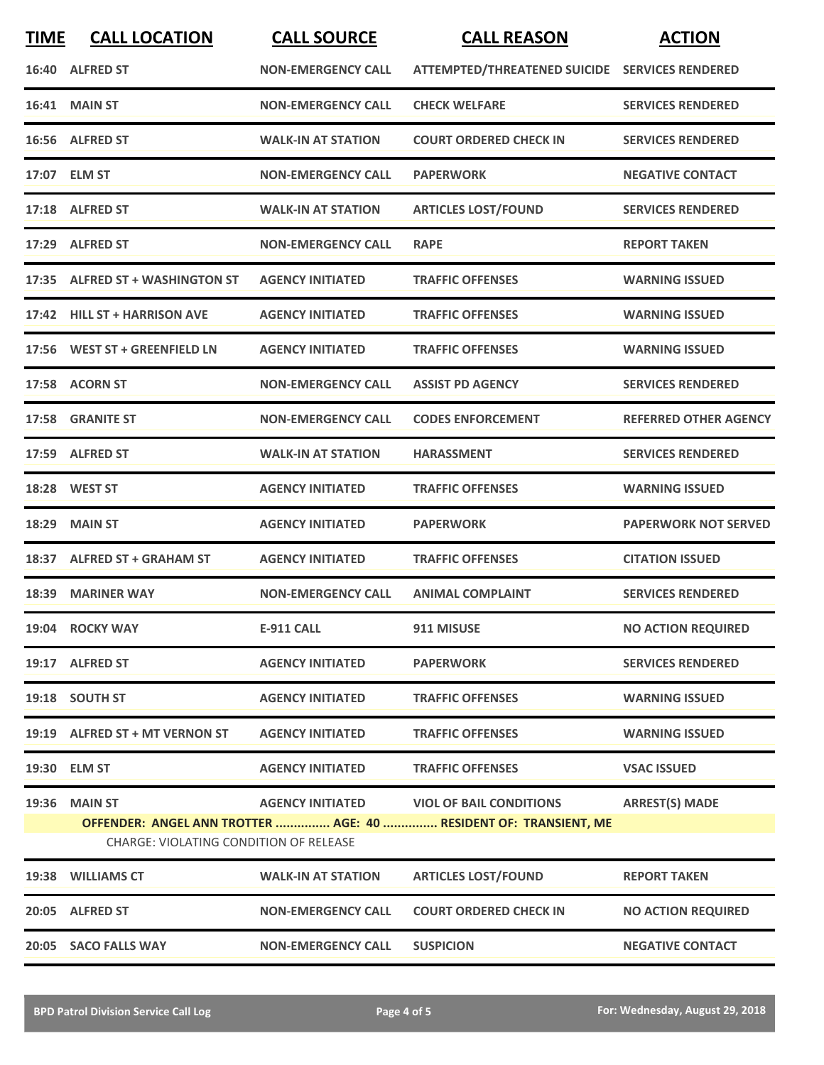| TIME | CALL LOCATION | CALL SOURCE | CALL REASON | ACTION |
|---|---|---|---|---|
| 16:40 | ALFRED ST | NON-EMERGENCY CALL | ATTEMPTED/THREATENED SUICIDE | SERVICES RENDERED |
| 16:41 | MAIN ST | NON-EMERGENCY CALL | CHECK WELFARE | SERVICES RENDERED |
| 16:56 | ALFRED ST | WALK-IN AT STATION | COURT ORDERED CHECK IN | SERVICES RENDERED |
| 17:07 | ELM ST | NON-EMERGENCY CALL | PAPERWORK | NEGATIVE CONTACT |
| 17:18 | ALFRED ST | WALK-IN AT STATION | ARTICLES LOST/FOUND | SERVICES RENDERED |
| 17:29 | ALFRED ST | NON-EMERGENCY CALL | RAPE | REPORT TAKEN |
| 17:35 | ALFRED ST + WASHINGTON ST | AGENCY INITIATED | TRAFFIC OFFENSES | WARNING ISSUED |
| 17:42 | HILL ST + HARRISON AVE | AGENCY INITIATED | TRAFFIC OFFENSES | WARNING ISSUED |
| 17:56 | WEST ST + GREENFIELD LN | AGENCY INITIATED | TRAFFIC OFFENSES | WARNING ISSUED |
| 17:58 | ACORN ST | NON-EMERGENCY CALL | ASSIST PD AGENCY | SERVICES RENDERED |
| 17:58 | GRANITE ST | NON-EMERGENCY CALL | CODES ENFORCEMENT | REFERRED OTHER AGENCY |
| 17:59 | ALFRED ST | WALK-IN AT STATION | HARASSMENT | SERVICES RENDERED |
| 18:28 | WEST ST | AGENCY INITIATED | TRAFFIC OFFENSES | WARNING ISSUED |
| 18:29 | MAIN ST | AGENCY INITIATED | PAPERWORK | PAPERWORK NOT SERVED |
| 18:37 | ALFRED ST + GRAHAM ST | AGENCY INITIATED | TRAFFIC OFFENSES | CITATION ISSUED |
| 18:39 | MARINER WAY | NON-EMERGENCY CALL | ANIMAL COMPLAINT | SERVICES RENDERED |
| 19:04 | ROCKY WAY | E-911 CALL | 911 MISUSE | NO ACTION REQUIRED |
| 19:17 | ALFRED ST | AGENCY INITIATED | PAPERWORK | SERVICES RENDERED |
| 19:18 | SOUTH ST | AGENCY INITIATED | TRAFFIC OFFENSES | WARNING ISSUED |
| 19:19 | ALFRED ST + MT VERNON ST | AGENCY INITIATED | TRAFFIC OFFENSES | WARNING ISSUED |
| 19:30 | ELM ST | AGENCY INITIATED | TRAFFIC OFFENSES | VSAC ISSUED |
| 19:36 | MAIN ST | AGENCY INITIATED | VIOL OF BAIL CONDITIONS | ARREST(S) MADE |
| | OFFENDER: ANGEL ANN TROTTER ............... AGE: 40 ............... RESIDENT OF: TRANSIENT, ME<br>CHARGE: VIOLATING CONDITION OF RELEASE | | | |
| 19:38 | WILLIAMS CT | WALK-IN AT STATION | ARTICLES LOST/FOUND | REPORT TAKEN |
| 20:05 | ALFRED ST | NON-EMERGENCY CALL | COURT ORDERED CHECK IN | NO ACTION REQUIRED |
| 20:05 | SACO FALLS WAY | NON-EMERGENCY CALL | SUSPICION | NEGATIVE CONTACT |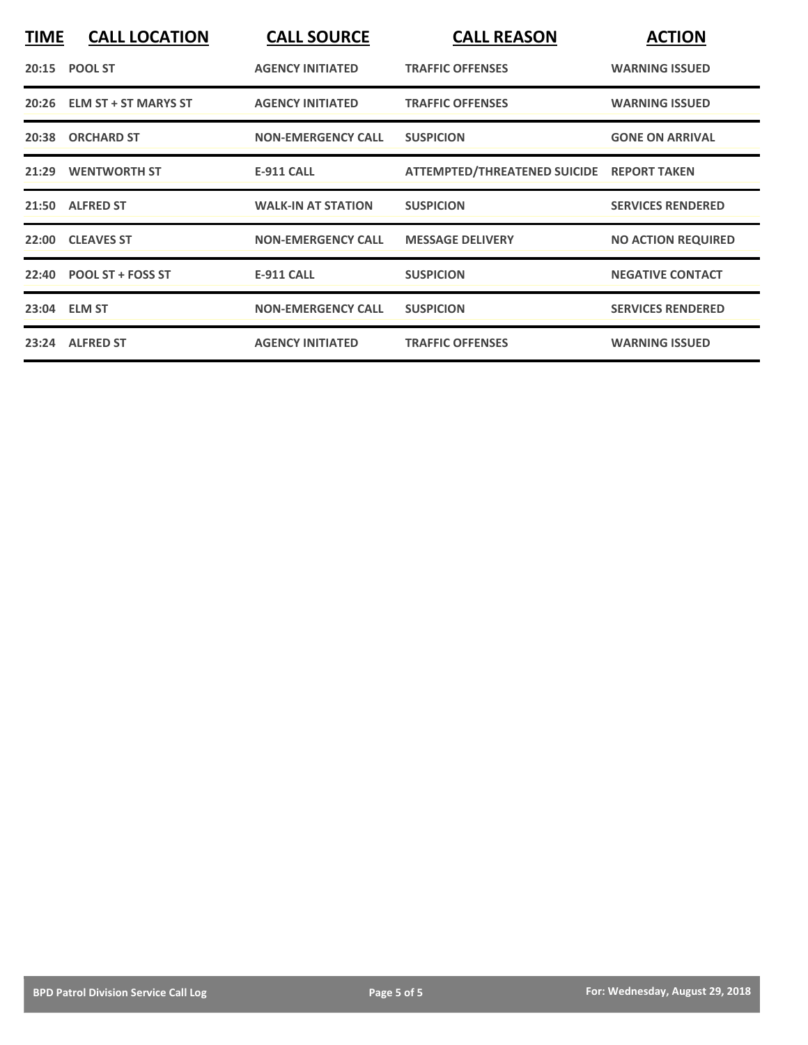| TIME | CALL LOCATION | CALL SOURCE | CALL REASON | ACTION |
| --- | --- | --- | --- | --- |
| 20:15 | POOL ST | AGENCY INITIATED | TRAFFIC OFFENSES | WARNING ISSUED |
| 20:26 | ELM ST + ST MARYS ST | AGENCY INITIATED | TRAFFIC OFFENSES | WARNING ISSUED |
| 20:38 | ORCHARD ST | NON-EMERGENCY CALL | SUSPICION | GONE ON ARRIVAL |
| 21:29 | WENTWORTH ST | E-911 CALL | ATTEMPTED/THREATENED SUICIDE | REPORT TAKEN |
| 21:50 | ALFRED ST | WALK-IN AT STATION | SUSPICION | SERVICES RENDERED |
| 22:00 | CLEAVES ST | NON-EMERGENCY CALL | MESSAGE DELIVERY | NO ACTION REQUIRED |
| 22:40 | POOL ST + FOSS ST | E-911 CALL | SUSPICION | NEGATIVE CONTACT |
| 23:04 | ELM ST | NON-EMERGENCY CALL | SUSPICION | SERVICES RENDERED |
| 23:24 | ALFRED ST | AGENCY INITIATED | TRAFFIC OFFENSES | WARNING ISSUED |